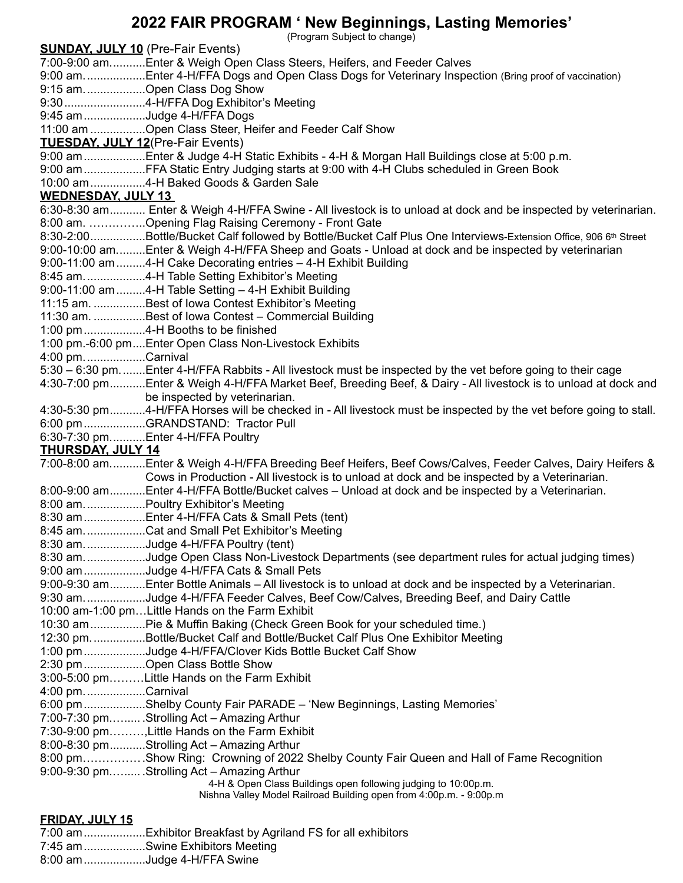# 2022 FAIR PROGRAM ' New Beginnings, Lasting Memories'

(Program Subject to change)

**SUNDAY, JULY 10** (Pre-Fair Events)

7:00-9:00 am...........Enter & Weigh Open Class Steers, Heifers, and Feeder Calves
9:00 am. ..................Enter 4-H/FFA Dogs and Open Class Dogs for Veterinary Inspection (Bring proof of vaccination)
9:15 am. ..................Open Class Dog Show
9:30.........................4-H/FFA Dog Exhibitor's Meeting
9:45 am...................Judge 4-H/FFA Dogs
11:00 am ................Open Class Steer, Heifer and Feeder Calf Show

**TUESDAY, JULY 12**(Pre-Fair Events)

9:00 am...................Enter & Judge 4-H Static Exhibits - 4-H & Morgan Hall Buildings close at 5:00 p.m.
9:00 am...................FFA Static Entry Judging starts at 9:00 with 4-H Clubs scheduled in Green Book
10:00 am.................4-H Baked Goods & Garden Sale

**WEDNESDAY, JULY 13**

6:30-8:30 am........... Enter & Weigh 4-H/FFA Swine - All livestock is to unload at dock and be inspected by veterinarian.
8:00 am. …………...Opening Flag Raising Ceremony - Front Gate
8:30-2:00.................Bottle/Bucket Calf followed by Bottle/Bucket Calf Plus One Interviews-Extension Office, 906 6th Street
9:00-10:00 am.........Enter & Weigh 4-H/FFA Sheep and Goats - Unload at dock and be inspected by veterinarian
9:00-11:00 am.........4-H Cake Decorating entries – 4-H Exhibit Building
8:45 am. ..................4-H Table Setting Exhibitor's Meeting
9:00-11:00 am.........4-H Table Setting – 4-H Exhibit Building
11:15 am. ................Best of Iowa Contest Exhibitor's Meeting
11:30 am. ................Best of Iowa Contest – Commercial Building
1:00 pm...................4-H Booths to be finished
1:00 pm.-6:00 pm....Enter Open Class Non-Livestock Exhibits
4:00 pm. ..................Carnival
5:30 – 6:30 pm. .......Enter 4-H/FFA Rabbits - All livestock must be inspected by the vet before going to their cage
4:30-7:00 pm...........Enter & Weigh 4-H/FFA Market Beef, Breeding Beef, & Dairy - All livestock is to unload at dock and be inspected by veterinarian.
4:30-5:30 pm...........4-H/FFA Horses will be checked in - All livestock must be inspected by the vet before going to stall.
6:00 pm...................GRANDSTAND: Tractor Pull
6:30-7:30 pm...........Enter 4-H/FFA Poultry

**THURSDAY, JULY 14**

7:00-8:00 am...........Enter & Weigh 4-H/FFA Breeding Beef Heifers, Beef Cows/Calves, Feeder Calves, Dairy Heifers & Cows in Production - All livestock is to unload at dock and be inspected by a Veterinarian.
8:00-9:00 am...........Enter 4-H/FFA Bottle/Bucket calves – Unload at dock and be inspected by a Veterinarian.
8:00 am. ..................Poultry Exhibitor's Meeting
8:30 am...................Enter 4-H/FFA Cats & Small Pets (tent)
8:45 am. ..................Cat and Small Pet Exhibitor's Meeting
8:30 am. ..................Judge 4-H/FFA Poultry (tent)
8:30 am. ..................Judge Open Class Non-Livestock Departments (see department rules for actual judging times)
9:00 am...................Judge 4-H/FFA Cats & Small Pets
9:00-9:30 am...........Enter Bottle Animals – All livestock is to unload at dock and be inspected by a Veterinarian.
9:30 am. ..................Judge 4-H/FFA Feeder Calves, Beef Cow/Calves, Breeding Beef, and Dairy Cattle
10:00 am-1:00 pm…Little Hands on the Farm Exhibit
10:30 am.................Pie & Muffin Baking (Check Green Book for your scheduled time.)
12:30 pm. ................Bottle/Bucket Calf and Bottle/Bucket Calf Plus One Exhibitor Meeting
1:00 pm...................Judge 4-H/FFA/Clover Kids Bottle Bucket Calf Show
2:30 pm...................Open Class Bottle Show
3:00-5:00 pm………Little Hands on the Farm Exhibit
4:00 pm. ..................Carnival
6:00 pm...................Shelby County Fair PARADE – 'New Beginnings, Lasting Memories'
7:00-7:30 pm.…..... .Strolling Act – Amazing Arthur
7:30-9:00 pm………,Little Hands on the Farm Exhibit
8:00-8:30 pm...........Strolling Act – Amazing Arthur
8:00 pm……………Show Ring: Crowning of 2022 Shelby County Fair Queen and Hall of Fame Recognition
9:00-9:30 pm.…..... .Strolling Act – Amazing Arthur

4-H & Open Class Buildings open following judging to 10:00p.m.
Nishna Valley Model Railroad Building open from 4:00p.m. - 9:00p.m

**FRIDAY, JULY 15**

7:00 am...................Exhibitor Breakfast by Agriland FS for all exhibitors
7:45 am...................Swine Exhibitors Meeting
8:00 am...................Judge 4-H/FFA Swine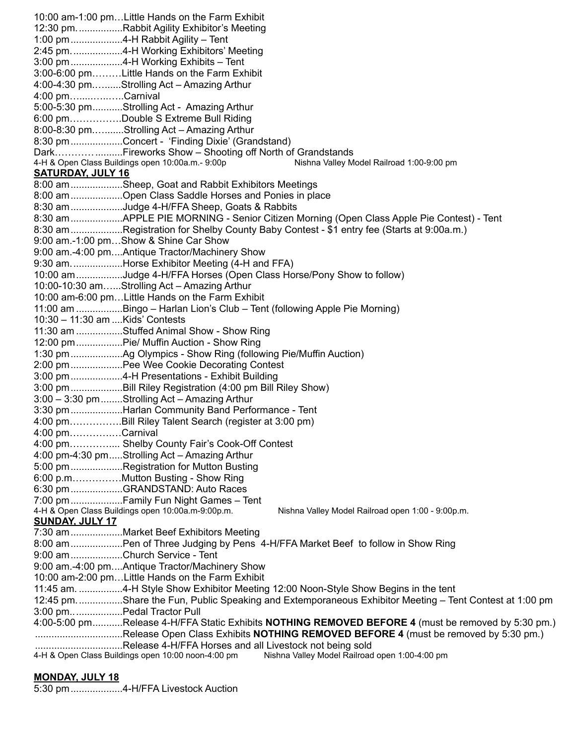10:00 am-1:00 pm…Little Hands on the Farm Exhibit
12:30 pm. ...............Rabbit Agility Exhibitor's Meeting
1:00 pm...................4-H Rabbit Agility – Tent
2:45 pm. .................4-H Working Exhibitors' Meeting
3:00 pm...................4-H Working Exhibits – Tent
3:00-6:00 pm………Little Hands on the Farm Exhibit
4:00-4:30 pm….......Strolling Act – Amazing Arthur
4:00 pm…....…..….Carnival
5:00-5:30 pm...........Strolling Act - Amazing Arthur
6:00 pm…………….Double S Extreme Bull Riding
8:00-8:30 pm…........Strolling Act – Amazing Arthur
8:30 pm...................Concert - 'Finding Dixie' (Grandstand)
Dark…………..........Fireworks Show – Shooting off North of Grandstands
4-H & Open Class Buildings open 10:00a.m.- 9:00p Nishna Valley Model Railroad 1:00-9:00 pm

**SATURDAY, JULY 16**

8:00 am...................Sheep, Goat and Rabbit Exhibitors Meetings
8:00 am...................Open Class Saddle Horses and Ponies in place
8:30 am...................Judge 4-H/FFA Sheep, Goats & Rabbits
8:30 am...................APPLE PIE MORNING - Senior Citizen Morning (Open Class Apple Pie Contest) - Tent
8:30 am...................Registration for Shelby County Baby Contest - $1 entry fee (Starts at 9:00a.m.)
9:00 am.-1:00 pm…Show & Shine Car Show
9:00 am.-4:00 pm....Antique Tractor/Machinery Show
9:30 am. .................Horse Exhibitor Meeting (4-H and FFA)
10:00 am.................Judge 4-H/FFA Horses (Open Class Horse/Pony Show to follow)
10:00-10:30 am…...Strolling Act – Amazing Arthur
10:00 am-6:00 pm…Little Hands on the Farm Exhibit
11:00 am .................Bingo – Harlan Lion's Club – Tent (following Apple Pie Morning)
10:30 – 11:30 am ....Kids' Contests
11:30 am .................Stuffed Animal Show - Show Ring
12:00 pm.................Pie/ Muffin Auction - Show Ring
1:30 pm...................Ag Olympics - Show Ring (following Pie/Muffin Auction)
2:00 pm...................Pee Wee Cookie Decorating Contest
3:00 pm...................4-H Presentations - Exhibit Building
3:00 pm...................Bill Riley Registration (4:00 pm Bill Riley Show)
3:00 – 3:30 pm........Strolling Act – Amazing Arthur
3:30 pm...................Harlan Community Band Performance - Tent
4:00 pm…………….Bill Riley Talent Search (register at 3:00 pm)
4:00 pm…………….Carnival
4:00 pm…………... Shelby County Fair's Cook-Off Contest
4:00 pm-4:30 pm.....Strolling Act – Amazing Arthur
5:00 pm...................Registration for Mutton Busting
6:00 p.m……………Mutton Busting - Show Ring
6:30 pm...................GRANDSTAND: Auto Races
7:00 pm...................Family Fun Night Games – Tent
4-H & Open Class Buildings open 10:00a.m-9:00p.m. Nishna Valley Model Railroad open 1:00 - 9:00p.m.

**SUNDAY, JULY 17**

7:30 am...................Market Beef Exhibitors Meeting
8:00 am...................Pen of Three Judging by Pens 4-H/FFA Market Beef to follow in Show Ring
9:00 am...................Church Service - Tent
9:00 am.-4:00 pm....Antique Tractor/Machinery Show
10:00 am-2:00 pm…Little Hands on the Farm Exhibit
11:45 am. ................4-H Style Show Exhibitor Meeting 12:00 Noon-Style Show Begins in the tent
12:45 pm. ................Share the Fun, Public Speaking and Extemporaneous Exhibitor Meeting – Tent Contest at 1:00 pm
3:00 pm.. .................Pedal Tractor Pull
4:00-5:00 pm...........Release 4-H/FFA Static Exhibits **NOTHING REMOVED BEFORE 4** (must be removed by 5:30 pm.)
................................Release Open Class Exhibits **NOTHING REMOVED BEFORE 4** (must be removed by 5:30 pm.)
................................Release 4-H/FFA Horses and all Livestock not being sold
4-H & Open Class Buildings open 10:00 noon-4:00 pm Nishna Valley Model Railroad open 1:00-4:00 pm

**MONDAY, JULY 18**

5:30 pm...................4-H/FFA Livestock Auction